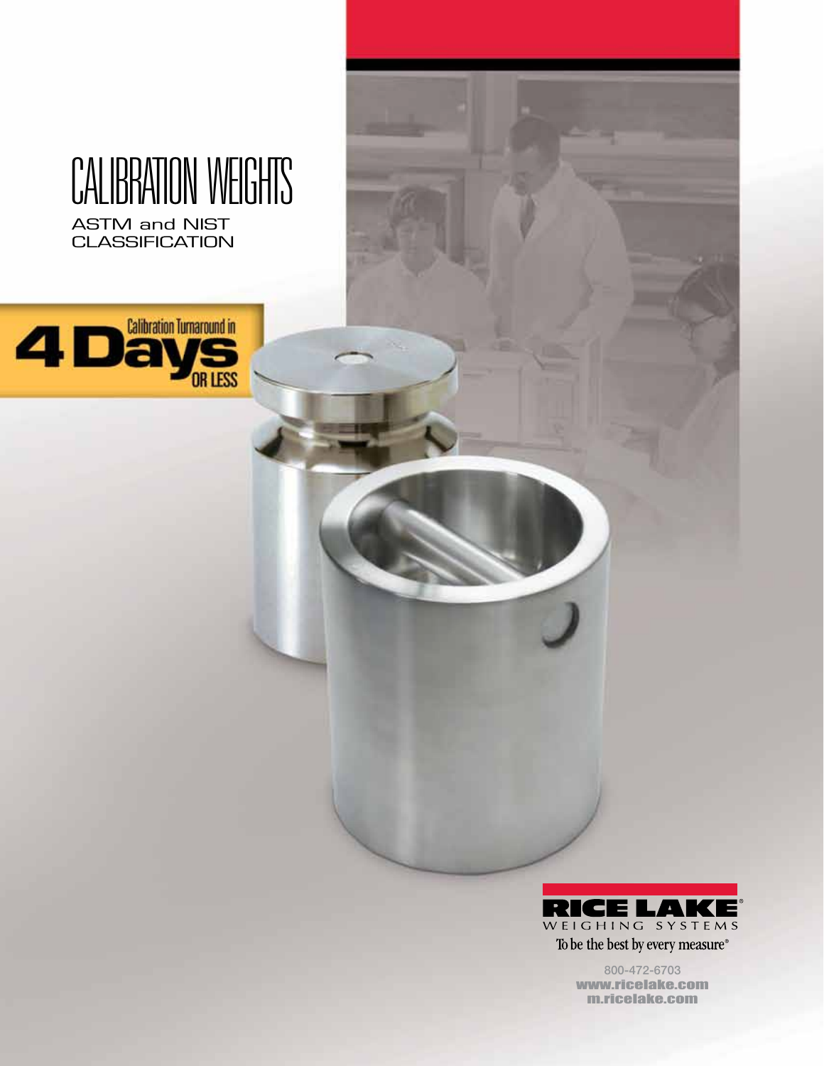# CALIBRATION WEIGHTS

ASTM and NIST CLASSIFICATION

Calibration Turnaround in **4 Days** OR LESS

**RICE LAKE®**
WEIGHING SYSTEMS

To be the best by every measure®

800-472-6703
www.ricelake.com
m.ricelake.com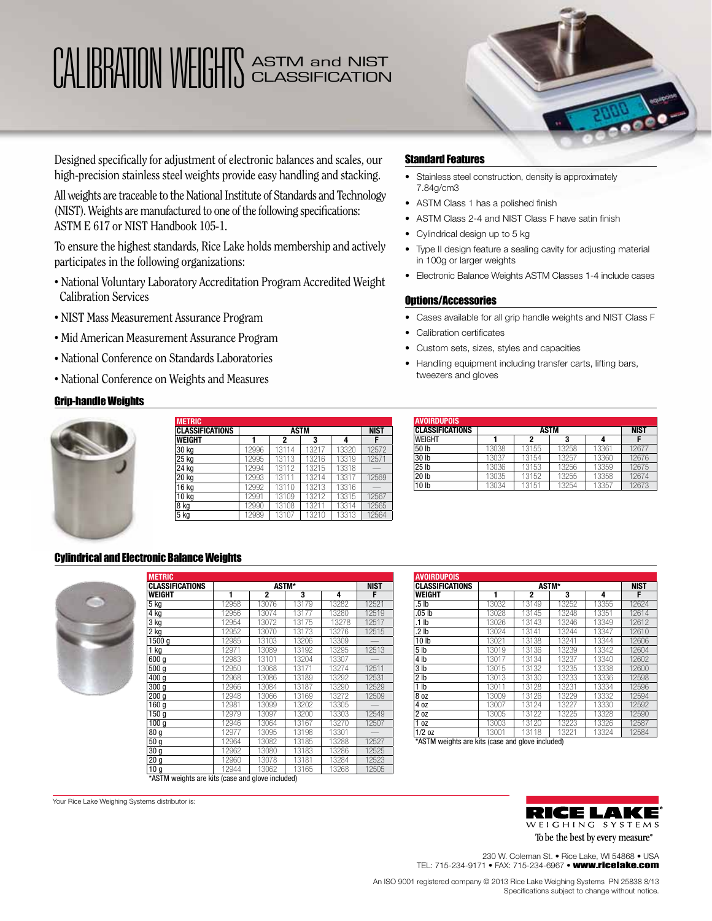# CALIBRATION WEIGHTS ASTM and NIST CLASSIFICATION

Designed specifically for adjustment of electronic balances and scales, our high-precision stainless steel weights provide easy handling and stacking.

All weights are traceable to the National Institute of Standards and Technology (NIST). Weights are manufactured to one of the following specifications: ASTM E 617 or NIST Handbook 105-1.

To ensure the highest standards, Rice Lake holds membership and actively participates in the following organizations:

- National Voluntary Laboratory Accreditation Program Accredited Weight Calibration Services
- NIST Mass Measurement Assurance Program
- Mid American Measurement Assurance Program
- National Conference on Standards Laboratories
- National Conference on Weights and Measures

## Standard Features

- Stainless steel construction, density is approximately 7.84g/cm3
- ASTM Class 1 has a polished finish
- ASTM Class 2-4 and NIST Class F have satin finish
- Cylindrical design up to 5 kg
- Type II design feature a sealing cavity for adjusting material in 100g or larger weights
- Electronic Balance Weights ASTM Classes 1-4 include cases

## Options/Accessories

- Cases available for all grip handle weights and NIST Class F
- Calibration certificates
- Custom sets, sizes, styles and capacities
- Handling equipment including transfer carts, lifting bars, tweezers and gloves

## Grip-handle Weights

| METRIC | | | | | |
|---|---|---|---|---|---|
| CLASSIFICATIONS | ASTM | | | | NIST |
| WEIGHT | 1 | 2 | 3 | 4 | F |
| 30 kg | 12996 | 13114 | 13217 | 13320 | 12572 |
| 25 kg | 12995 | 13113 | 13216 | 13319 | 12571 |
| 24 kg | 12994 | 13112 | 13215 | 13318 | — |
| 20 kg | 12993 | 13111 | 13214 | 13317 | 12569 |
| 16 kg | 12992 | 13110 | 13213 | 13316 | — |
| 10 kg | 12991 | 13109 | 13212 | 13315 | 12567 |
| 8 kg | 12990 | 13108 | 13211 | 13314 | 12565 |
| 5 kg | 12989 | 13107 | 13210 | 13313 | 12564 |

| AVOIRDUPOIS | | | | | |
|---|---|---|---|---|---|
| CLASSIFICATIONS | ASTM | | | | NIST |
| WEIGHT | 1 | 2 | 3 | 4 | F |
| 50 lb | 13038 | 13155 | 13258 | 13361 | 12677 |
| 30 lb | 13037 | 13154 | 13257 | 13360 | 12676 |
| 25 lb | 13036 | 13153 | 13256 | 13359 | 12675 |
| 20 lb | 13035 | 13152 | 13255 | 13358 | 12674 |
| 10 lb | 13034 | 13151 | 13254 | 13357 | 12673 |

## Cylindrical and Electronic Balance Weights

| METRIC | | | | | |
|---|---|---|---|---|---|
| CLASSIFICATIONS | ASTM* | | | | NIST |
| WEIGHT | 1 | 2 | 3 | 4 | F |
| 5 kg | 12958 | 13076 | 13179 | 13282 | 12521 |
| 4 kg | 12956 | 13074 | 13177 | 13280 | 12519 |
| 3 kg | 12954 | 13072 | 13175 | 13278 | 12517 |
| 2 kg | 12952 | 13070 | 13173 | 13276 | 12515 |
| 1500 g | 12985 | 13103 | 13206 | 13309 | — |
| 1 kg | 12971 | 13089 | 13192 | 13295 | 12513 |
| 600 g | 12983 | 13101 | 13204 | 13307 | — |
| 500 g | 12950 | 13068 | 13171 | 13274 | 12511 |
| 400 g | 12968 | 13086 | 13189 | 13292 | 12531 |
| 300 g | 12966 | 13084 | 13187 | 13290 | 12529 |
| 200 g | 12948 | 13066 | 13169 | 13272 | 12509 |
| 160 g | 12981 | 13099 | 13202 | 13305 | — |
| 150 g | 12979 | 13097 | 13200 | 13303 | 12549 |
| 100 g | 12946 | 13064 | 13167 | 13270 | 12507 |
| 80 g | 12977 | 13095 | 13198 | 13301 | — |
| 50 g | 12964 | 13082 | 13185 | 13288 | 12527 |
| 30 g | 12962 | 13080 | 13183 | 13286 | 12525 |
| 20 g | 12960 | 13078 | 13181 | 13284 | 12523 |
| 10 g | 12944 | 13062 | 13165 | 13268 | 12505 |

*ASTM weights are kits (case and glove included)

| AVOIRDUPOIS | | | | | |
|---|---|---|---|---|---|
| CLASSIFICATIONS | ASTM* | | | | NIST |
| WEIGHT | 1 | 2 | 3 | 4 | F |
| .5 lb | 13032 | 13149 | 13252 | 13355 | 12624 |
| .05 lb | 13028 | 13145 | 13248 | 13351 | 12614 |
| .1 lb | 13026 | 13143 | 13246 | 13349 | 12612 |
| .2 lb | 13024 | 13141 | 13244 | 13347 | 12610 |
| 10 lb | 13021 | 13138 | 13241 | 13344 | 12606 |
| 5 lb | 13019 | 13136 | 13239 | 13342 | 12604 |
| 4 lb | 13017 | 13134 | 13237 | 13340 | 12602 |
| 3 lb | 13015 | 13132 | 13235 | 13338 | 12600 |
| 2 lb | 13013 | 13130 | 13233 | 13336 | 12598 |
| 1 lb | 13011 | 13128 | 13231 | 13334 | 12596 |
| 8 oz | 13009 | 13126 | 13229 | 13332 | 12594 |
| 4 oz | 13007 | 13124 | 13227 | 13330 | 12592 |
| 2 oz | 13005 | 13122 | 13225 | 13328 | 12590 |
| 1 oz | 13003 | 13120 | 13223 | 13326 | 12587 |
| 1/2 oz | 13001 | 13118 | 13221 | 13324 | 12584 |

*ASTM weights are kits (case and glove included)

Your Rice Lake Weighing Systems distributor is:

RICE LAKE WEIGHING SYSTEMS

To be the best by every measure®

230 W. Coleman St. • Rice Lake, WI 54868 • USA
TEL: 715-234-9171 • FAX: 715-234-6967 • **www.ricelake.com**

An ISO 9001 registered company © 2013 Rice Lake Weighing Systems PN 25838 8/13
Specifications subject to change without notice.